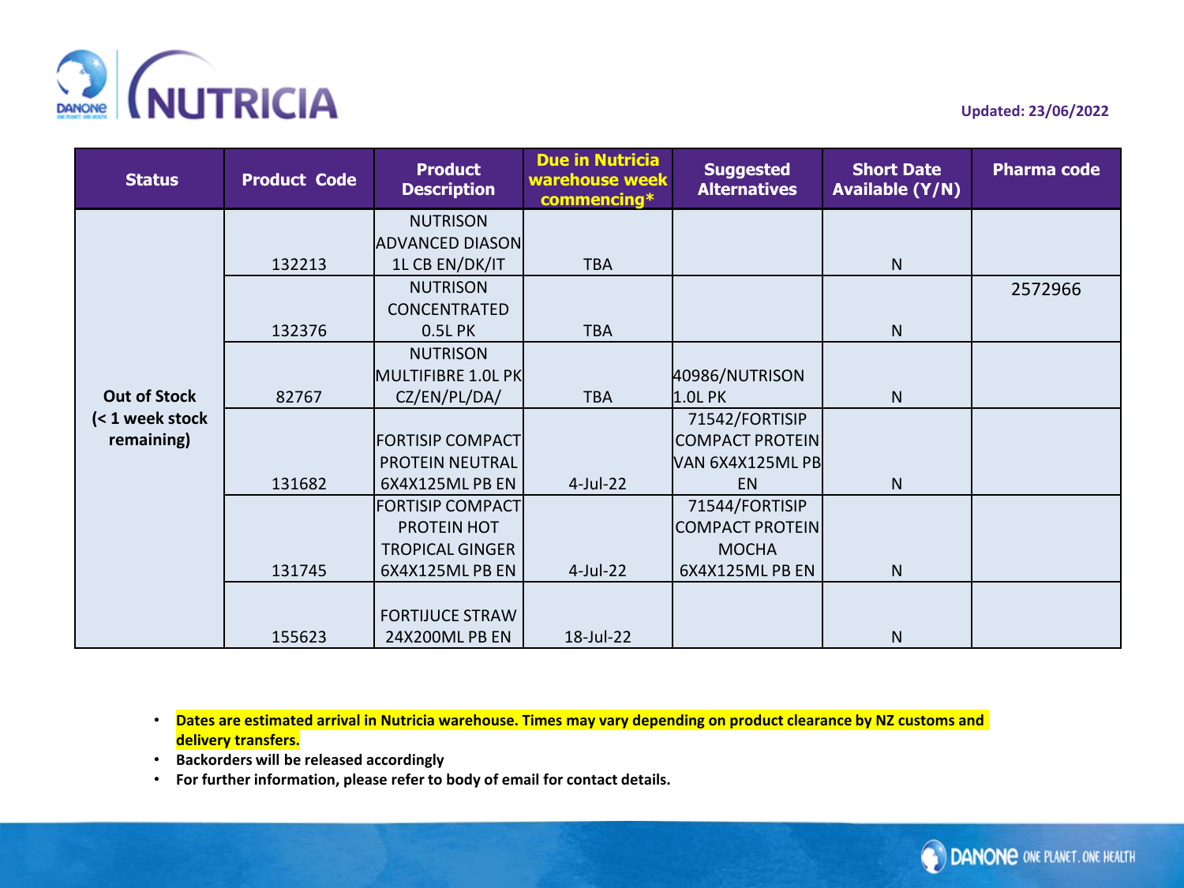Updated: 23/06/2022

| Status | Product Code | Product Description | Due in Nutricia warehouse week commencing* | Suggested Alternatives | Short Date Available (Y/N) | Pharma code |
|---|---|---|---|---|---|---|
| Out of Stock (< 1 week stock remaining) | 132213 | NUTRISON ADVANCED DIASON 1L CB EN/DK/IT | TBA | | N | |
| | 132376 | NUTRISON CONCENTRATED 0.5L PK | TBA | | N | 2572966 |
| | 82767 | NUTRISON MULTIFIBRE 1.0L PK CZ/EN/PL/DA/ | TBA | 40986/NUTRISON 1.0L PK | N | |
| | 131682 | FORTISIP COMPACT PROTEIN NEUTRAL 6X4X125ML PB EN | 4-Jul-22 | 71542/FORTISIP COMPACT PROTEIN VAN 6X4X125ML PB EN | N | |
| | 131745 | FORTISIP COMPACT PROTEIN HOT TROPICAL GINGER 6X4X125ML PB EN | 4-Jul-22 | 71544/FORTISIP COMPACT PROTEIN MOCHA 6X4X125ML PB EN | N | |
| | 155623 | FORTIJUCE STRAW 24X200ML PB EN | 18-Jul-22 | | N | |

- **Dates are estimated arrival in Nutricia warehouse. Times may vary depending on product clearance by NZ customs and delivery transfers.**
- **Backorders will be released accordingly**
- **For further information, please refer to body of email for contact details.**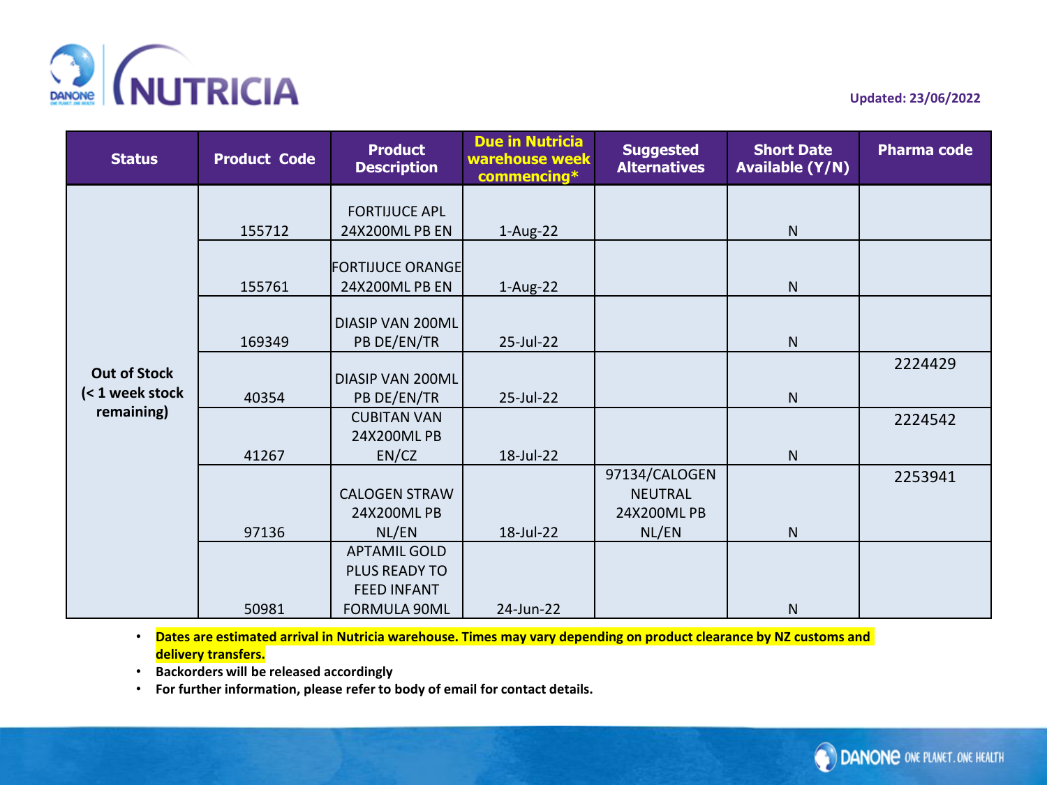Updated: 23/06/2022

| Status | Product Code | Product Description | Due in Nutricia warehouse week commencing* | Suggested Alternatives | Short Date Available (Y/N) | Pharma code |
|---|---|---|---|---|---|---|
| Out of Stock (< 1 week stock remaining) | 155712 | FORTIJUCE APL 24X200ML PB EN | 1-Aug-22 | | N | |
| | 155761 | FORTIJUCE ORANGE 24X200ML PB EN | 1-Aug-22 | | N | |
| | 169349 | DIASIP VAN 200ML PB DE/EN/TR | 25-Jul-22 | | N | |
| | 40354 | DIASIP VAN 200ML PB DE/EN/TR | 25-Jul-22 | | N | 2224429 |
| | 41267 | CUBITAN VAN 24X200ML PB EN/CZ | 18-Jul-22 | | N | 2224542 |
| | 97136 | CALOGEN STRAW 24X200ML PB NL/EN | 18-Jul-22 | 97134/CALOGEN NEUTRAL 24X200ML PB NL/EN | N | 2253941 |
| | 50981 | APTAMIL GOLD PLUS READY TO FEED INFANT FORMULA 90ML | 24-Jun-22 | | N | |

- **Dates are estimated arrival in Nutricia warehouse. Times may vary depending on product clearance by NZ customs and delivery transfers.**
- **Backorders will be released accordingly**
- **For further information, please refer to body of email for contact details.**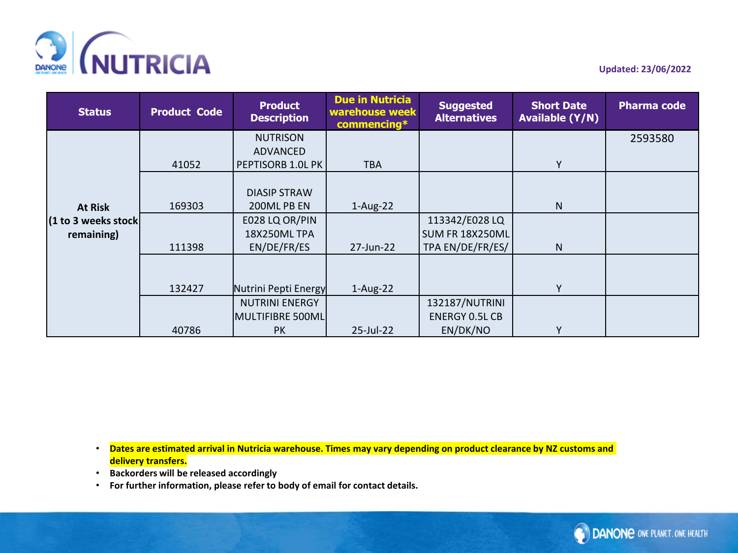Updated: 23/06/2022

| Status | Product Code | Product Description | Due in Nutricia warehouse week commencing* | Suggested Alternatives | Short Date Available (Y/N) | Pharma code |
|---|---|---|---|---|---|---|
| **At Risk (1 to 3 weeks stock remaining)** | 41052 | NUTRISON ADVANCED PEPTISORB 1.0L PK | TBA | | Y | 2593580 |
| | 169303 | DIASIP STRAW 200ML PB EN | 1-Aug-22 | | N | |
| | 111398 | E028 LQ OR/PIN 18X250ML TPA EN/DE/FR/ES | 27-Jun-22 | 113342/E028 LQ SUM FR 18X250ML TPA EN/DE/FR/ES/ | N | |
| | 132427 | Nutrini Pepti Energy | 1-Aug-22 | | Y | |
| | 40786 | NUTRINI ENERGY MULTIFIBRE 500ML PK | 25-Jul-22 | 132187/NUTRINI ENERGY 0.5L CB EN/DK/NO | Y | |

- **Dates are estimated arrival in Nutricia warehouse. Times may vary depending on product clearance by NZ customs and delivery transfers.**
- **Backorders will be released accordingly**
- **For further information, please refer to body of email for contact details.**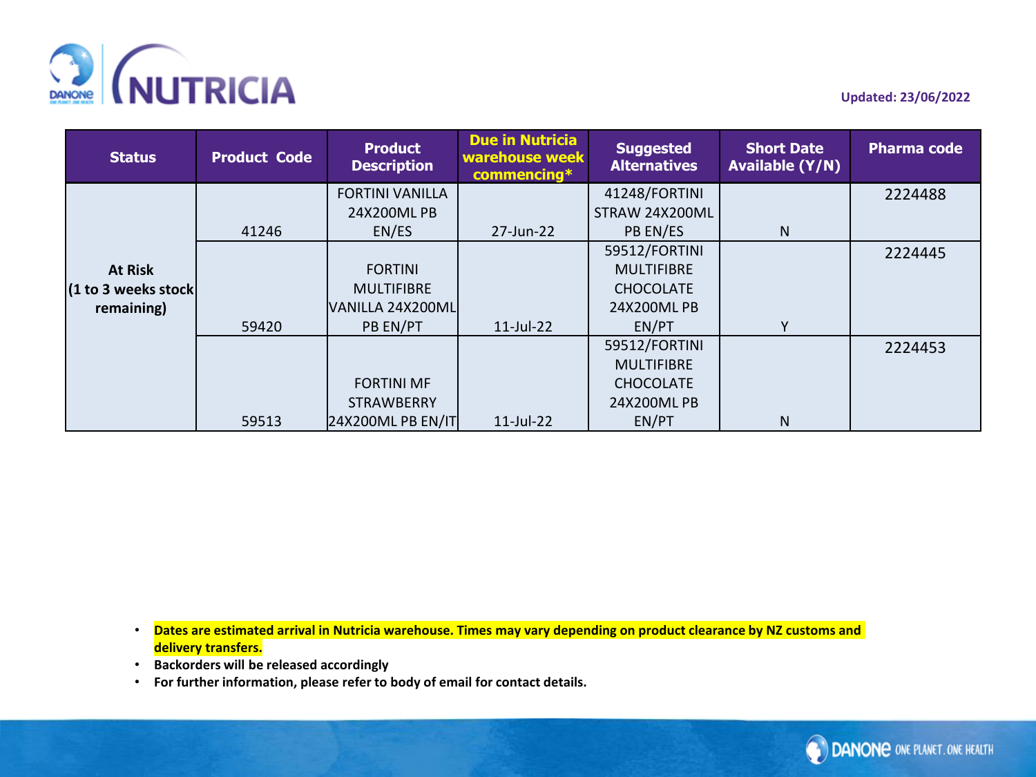Updated: 23/06/2022

| Status | Product Code | Product Description | Due in Nutricia warehouse week commencing* | Suggested Alternatives | Short Date Available (Y/N) | Pharma code |
|---|---|---|---|---|---|---|
| At Risk (1 to 3 weeks stock remaining) | 41246 | FORTINI VANILLA 24X200ML PB EN/ES | 27-Jun-22 | 41248/FORTINI STRAW 24X200ML PB EN/ES | N | 2224488 |
| | 59420 | FORTINI MULTIFIBRE VANILLA 24X200ML PB EN/PT | 11-Jul-22 | 59512/FORTINI MULTIFIBRE CHOCOLATE 24X200ML PB EN/PT | Y | 2224445 |
| | 59513 | FORTINI MF STRAWBERRY 24X200ML PB EN/IT | 11-Jul-22 | 59512/FORTINI MULTIFIBRE CHOCOLATE 24X200ML PB EN/PT | N | 2224453 |

- **Dates are estimated arrival in Nutricia warehouse. Times may vary depending on product clearance by NZ customs and delivery transfers.**
- **Backorders will be released accordingly**
- **For further information, please refer to body of email for contact details.**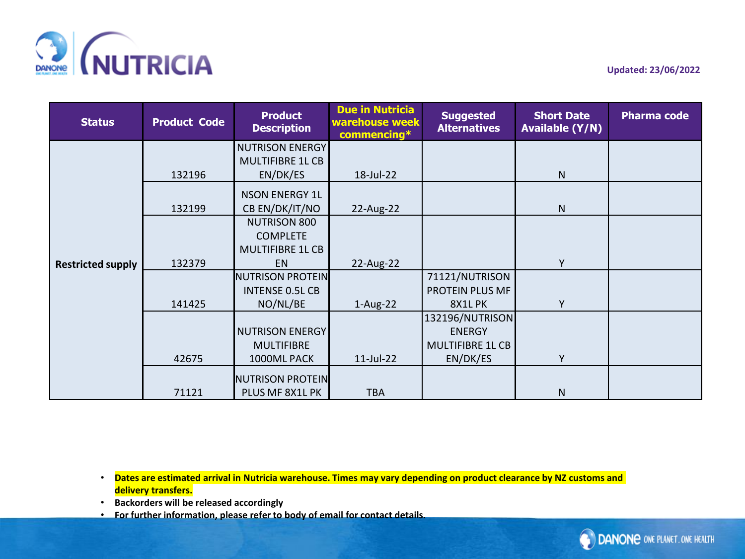Updated: 23/06/2022

| Status | Product Code | Product Description | Due in Nutricia warehouse week commencing* | Suggested Alternatives | Short Date Available (Y/N) | Pharma code |
|---|---|---|---|---|---|---|
| Restricted supply | 132196 | NUTRISON ENERGY MULTIFIBRE 1L CB EN/DK/ES | 18-Jul-22 | | N | |
| | 132199 | NSON ENERGY 1L CB EN/DK/IT/NO | 22-Aug-22 | | N | |
| | 132379 | NUTRISON 800 COMPLETE MULTIFIBRE 1L CB EN | 22-Aug-22 | | Y | |
| | 141425 | NUTRISON PROTEIN INTENSE 0.5L CB NO/NL/BE | 1-Aug-22 | 71121/NUTRISON PROTEIN PLUS MF 8X1L PK | Y | |
| | 42675 | NUTRISON ENERGY MULTIFIBRE 1000ML PACK | 11-Jul-22 | 132196/NUTRISON ENERGY MULTIFIBRE 1L CB EN/DK/ES | Y | |
| | 71121 | NUTRISON PROTEIN PLUS MF 8X1L PK | TBA | | N | |

- **Dates are estimated arrival in Nutricia warehouse. Times may vary depending on product clearance by NZ customs and delivery transfers.**
- **Backorders will be released accordingly**
- **For further information, please refer to body of email for contact details.**